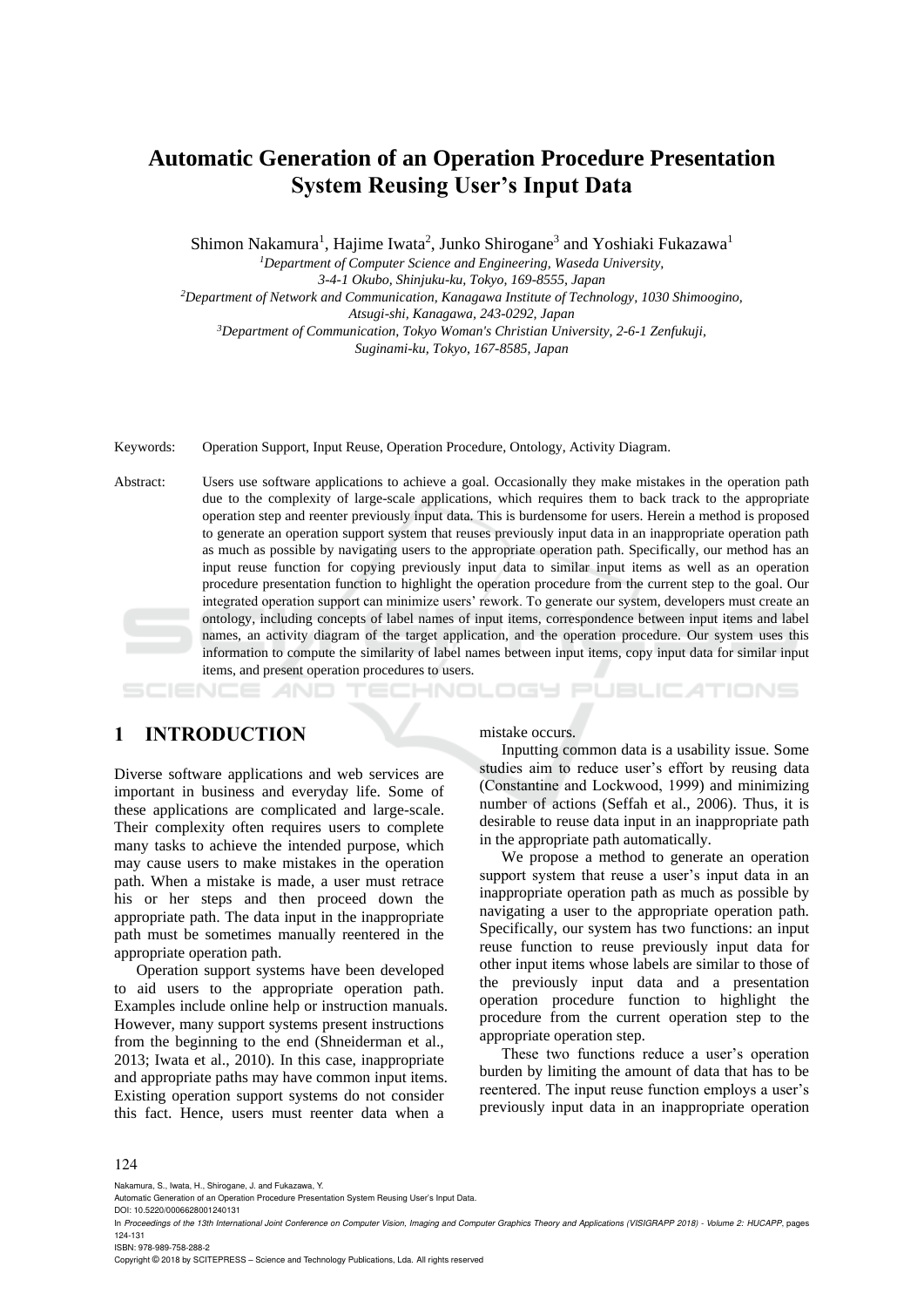# Automatic Generation of an Operation Procedure Presentation System Reusing User's Input Data

Shimon Nakamura[1], Hajime Iwata[2], Junko Shirogane[3] and Yoshiaki Fukazawa[1]

[1]*Department of Computer Science and Engineering, Waseda University, 3-4-1 Okubo, Shinjuku-ku, Tokyo, 169-8555, Japan*

[2]*Department of Network and Communication, Kanagawa Institute of Technology, 1030 Shimoogino, Atsugi-shi, Kanagawa, 243-0292, Japan*

[3]*Department of Communication, Tokyo Woman's Christian University, 2-6-1 Zenfukuji, Suginami-ku, Tokyo, 167-8585, Japan*

Keywords: Operation Support, Input Reuse, Operation Procedure, Ontology, Activity Diagram.

Abstract: Users use software applications to achieve a goal. Occasionally they make mistakes in the operation path due to the complexity of large-scale applications, which requires them to back track to the appropriate operation step and reenter previously input data. This is burdensome for users. Herein a method is proposed to generate an operation support system that reuses previously input data in an inappropriate operation path as much as possible by navigating users to the appropriate operation path. Specifically, our method has an input reuse function for copying previously input data to similar input items as well as an operation procedure presentation function to highlight the operation procedure from the current step to the goal. Our integrated operation support can minimize users' rework. To generate our system, developers must create an ontology, including concepts of label names of input items, correspondence between input items and label names, an activity diagram of the target application, and the operation procedure. Our system uses this information to compute the similarity of label names between input items, copy input data for similar input items, and present operation procedures to users.

## 1 INTRODUCTION

Diverse software applications and web services are important in business and everyday life. Some of these applications are complicated and large-scale. Their complexity often requires users to complete many tasks to achieve the intended purpose, which may cause users to make mistakes in the operation path. When a mistake is made, a user must retrace his or her steps and then proceed down the appropriate path. The data input in the inappropriate path must be sometimes manually reentered in the appropriate operation path.

Operation support systems have been developed to aid users to the appropriate operation path. Examples include online help or instruction manuals. However, many support systems present instructions from the beginning to the end (Shneiderman et al., 2013; Iwata et al., 2010). In this case, inappropriate and appropriate paths may have common input items. Existing operation support systems do not consider this fact. Hence, users must reenter data when a mistake occurs.

Inputting common data is a usability issue. Some studies aim to reduce user's effort by reusing data (Constantine and Lockwood, 1999) and minimizing number of actions (Seffah et al., 2006). Thus, it is desirable to reuse data input in an inappropriate path in the appropriate path automatically.

We propose a method to generate an operation support system that reuse a user's input data in an inappropriate operation path as much as possible by navigating a user to the appropriate operation path. Specifically, our system has two functions: an input reuse function to reuse previously input data for other input items whose labels are similar to those of the previously input data and a presentation operation procedure function to highlight the procedure from the current operation step to the appropriate operation step.

These two functions reduce a user's operation burden by limiting the amount of data that has to be reentered. The input reuse function employs a user's previously input data in an inappropriate operation

Nakamura, S., Iwata, H., Shirogane, J. and Fukazawa, Y.
Automatic Generation of an Operation Procedure Presentation System Reusing User's Input Data.
DOI: 10.5220/0006628001240131
In *Proceedings of the 13th International Joint Conference on Computer Vision, Imaging and Computer Graphics Theory and Applications (VISIGRAPP 2018) - Volume 2: HUCAPP*, pages 124-131
ISBN: 978-989-758-288-2
Copyright © 2018 by SCITEPRESS – Science and Technology Publications, Lda. All rights reserved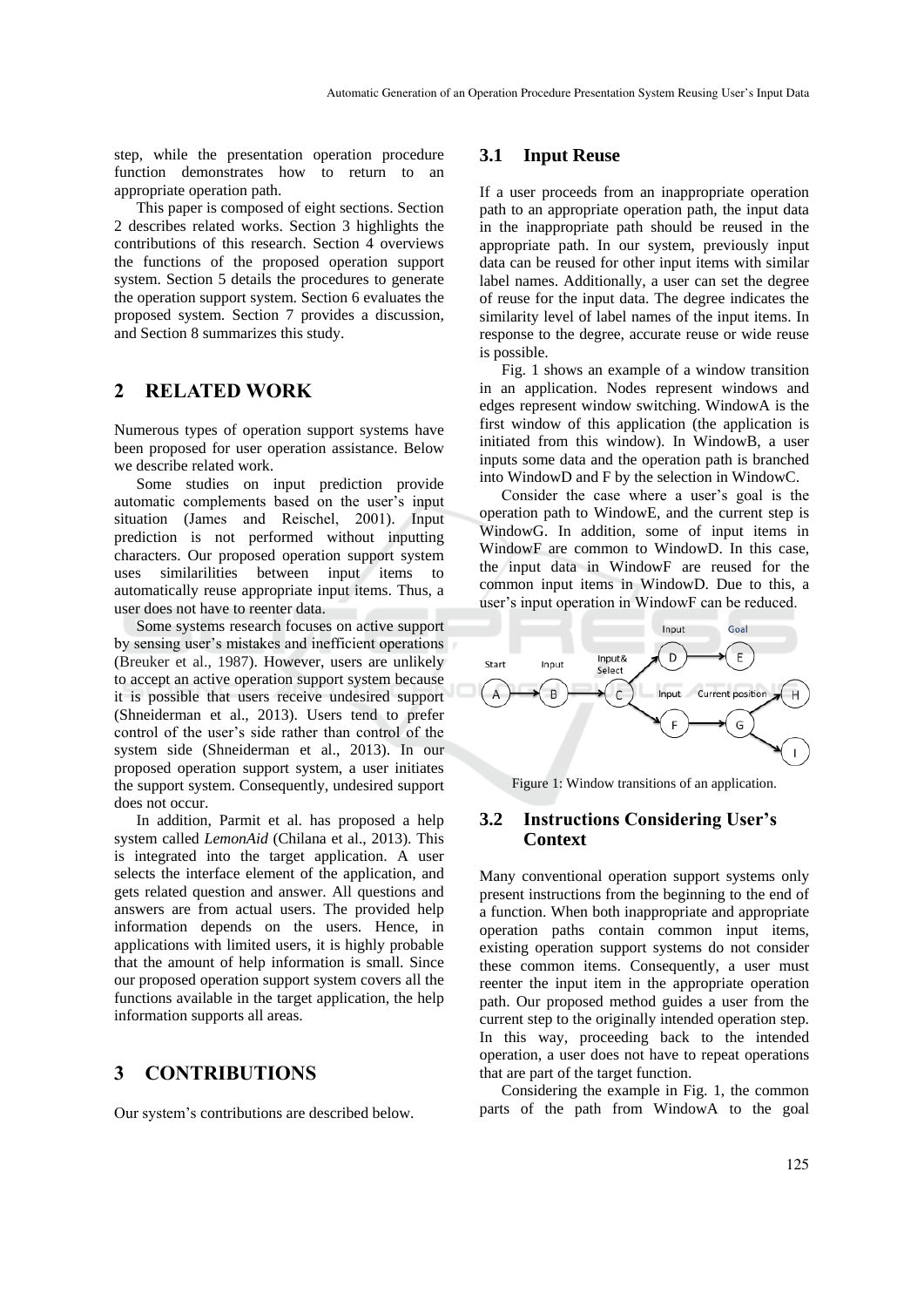step, while the presentation operation procedure function demonstrates how to return to an appropriate operation path.

This paper is composed of eight sections. Section 2 describes related works. Section 3 highlights the contributions of this research. Section 4 overviews the functions of the proposed operation support system. Section 5 details the procedures to generate the operation support system. Section 6 evaluates the proposed system. Section 7 provides a discussion, and Section 8 summarizes this study.

## 2 RELATED WORK

Numerous types of operation support systems have been proposed for user operation assistance. Below we describe related work.

Some studies on input prediction provide automatic complements based on the user's input situation (James and Reischel, 2001). Input prediction is not performed without inputting characters. Our proposed operation support system uses similarilities between input items to automatically reuse appropriate input items. Thus, a user does not have to reenter data.

Some systems research focuses on active support by sensing user's mistakes and inefficient operations (Breuker et al., 1987). However, users are unlikely to accept an active operation support system because it is possible that users receive undesired support (Shneiderman et al., 2013). Users tend to prefer control of the user's side rather than control of the system side (Shneiderman et al., 2013). In our proposed operation support system, a user initiates the support system. Consequently, undesired support does not occur.

In addition, Parmit et al. has proposed a help system called *LemonAid* (Chilana et al., 2013). This is integrated into the target application. A user selects the interface element of the application, and gets related question and answer. All questions and answers are from actual users. The provided help information depends on the users. Hence, in applications with limited users, it is highly probable that the amount of help information is small. Since our proposed operation support system covers all the functions available in the target application, the help information supports all areas.

## 3 CONTRIBUTIONS

Our system's contributions are described below.

### 3.1 Input Reuse

If a user proceeds from an inappropriate operation path to an appropriate operation path, the input data in the inappropriate path should be reused in the appropriate path. In our system, previously input data can be reused for other input items with similar label names. Additionally, a user can set the degree of reuse for the input data. The degree indicates the similarity level of label names of the input items. In response to the degree, accurate reuse or wide reuse is possible.

Fig. 1 shows an example of a window transition in an application. Nodes represent windows and edges represent window switching. WindowA is the first window of this application (the application is initiated from this window). In WindowB, a user inputs some data and the operation path is branched into WindowD and F by the selection in WindowC.

Consider the case where a user's goal is the operation path to WindowE, and the current step is WindowG. In addition, some of input items in WindowF are common to WindowD. In this case, the input data in WindowF are reused for the common input items in WindowD. Due to this, a user's input operation in WindowF can be reduced.

Figure 1: Window transitions of an application.

### 3.2 Instructions Considering User's Context

Many conventional operation support systems only present instructions from the beginning to the end of a function. When both inappropriate and appropriate operation paths contain common input items, existing operation support systems do not consider these common items. Consequently, a user must reenter the input item in the appropriate operation path. Our proposed method guides a user from the current step to the originally intended operation step. In this way, proceeding back to the intended operation, a user does not have to repeat operations that are part of the target function.

Considering the example in Fig. 1, the common parts of the path from WindowA to the goal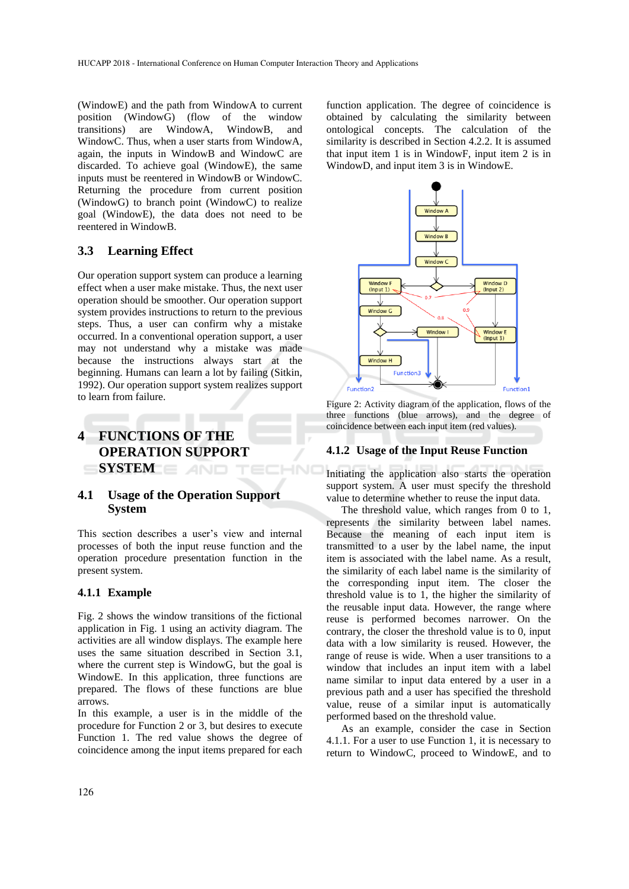(WindowE) and the path from WindowA to current position (WindowG) (flow of the window transitions) are WindowA, WindowB, and WindowC. Thus, when a user starts from WindowA, again, the inputs in WindowB and WindowC are discarded. To achieve goal (WindowE), the same inputs must be reentered in WindowB or WindowC. Returning the procedure from current position (WindowG) to branch point (WindowC) to realize goal (WindowE), the data does not need to be reentered in WindowB.

## 3.3 Learning Effect

Our operation support system can produce a learning effect when a user make mistake. Thus, the next user operation should be smoother. Our operation support system provides instructions to return to the previous steps. Thus, a user can confirm why a mistake occurred. In a conventional operation support, a user may not understand why a mistake was made because the instructions always start at the beginning. Humans can learn a lot by failing (Sitkin, 1992). Our operation support system realizes support to learn from failure.

# 4 FUNCTIONS OF THE OPERATION SUPPORT SYSTEM

## 4.1 Usage of the Operation Support System

This section describes a user's view and internal processes of both the input reuse function and the operation procedure presentation function in the present system.

### 4.1.1 Example

Fig. 2 shows the window transitions of the fictional application in Fig. 1 using an activity diagram. The activities are all window displays. The example here uses the same situation described in Section 3.1, where the current step is WindowG, but the goal is WindowE. In this application, three functions are prepared. The flows of these functions are blue arrows.

In this example, a user is in the middle of the procedure for Function 2 or 3, but desires to execute Function 1. The red value shows the degree of coincidence among the input items prepared for each function application. The degree of coincidence is obtained by calculating the similarity between ontological concepts. The calculation of the similarity is described in Section 4.2.2. It is assumed that input item 1 is in WindowF, input item 2 is in WindowD, and input item 3 is in WindowE.

Figure 2: Activity diagram of the application, flows of the three functions (blue arrows), and the degree of coincidence between each input item (red values).

### 4.1.2 Usage of the Input Reuse Function

Initiating the application also starts the operation support system. A user must specify the threshold value to determine whether to reuse the input data.

The threshold value, which ranges from 0 to 1, represents the similarity between label names. Because the meaning of each input item is transmitted to a user by the label name, the input item is associated with the label name. As a result, the similarity of each label name is the similarity of the corresponding input item. The closer the threshold value is to 1, the higher the similarity of the reusable input data. However, the range where reuse is performed becomes narrower. On the contrary, the closer the threshold value is to 0, input data with a low similarity is reused. However, the range of reuse is wide. When a user transitions to a window that includes an input item with a label name similar to input data entered by a user in a previous path and a user has specified the threshold value, reuse of a similar input is automatically performed based on the threshold value.

As an example, consider the case in Section 4.1.1. For a user to use Function 1, it is necessary to return to WindowC, proceed to WindowE, and to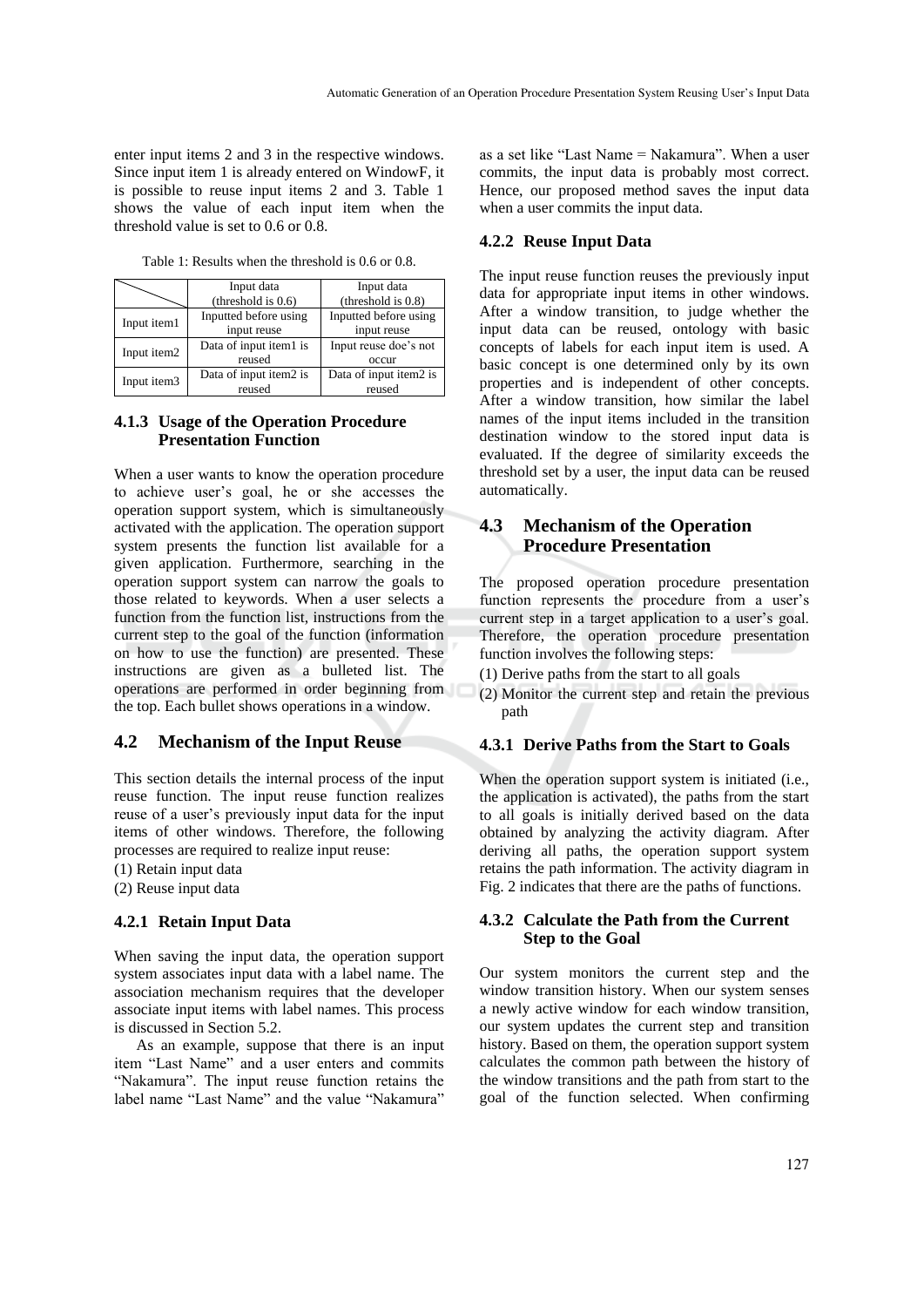enter input items 2 and 3 in the respective windows. Since input item 1 is already entered on WindowF, it is possible to reuse input items 2 and 3. Table 1 shows the value of each input item when the threshold value is set to 0.6 or 0.8.

Table 1: Results when the threshold is 0.6 or 0.8.

| | Input data (threshold is 0.6) | Input data (threshold is 0.8) |
|---|---|---|
| Input item1 | Inputted before using input reuse | Inputted before using input reuse |
| Input item2 | Data of input item1 is reused | Input reuse doe's not occur |
| Input item3 | Data of input item2 is reused | Data of input item2 is reused |

#### 4.1.3 Usage of the Operation Procedure Presentation Function

When a user wants to know the operation procedure to achieve user's goal, he or she accesses the operation support system, which is simultaneously activated with the application. The operation support system presents the function list available for a given application. Furthermore, searching in the operation support system can narrow the goals to those related to keywords. When a user selects a function from the function list, instructions from the current step to the goal of the function (information on how to use the function) are presented. These instructions are given as a bulleted list. The operations are performed in order beginning from the top. Each bullet shows operations in a window.

### 4.2 Mechanism of the Input Reuse

This section details the internal process of the input reuse function. The input reuse function realizes reuse of a user's previously input data for the input items of other windows. Therefore, the following processes are required to realize input reuse:

(1) Retain input data

(2) Reuse input data

#### 4.2.1 Retain Input Data

When saving the input data, the operation support system associates input data with a label name. The association mechanism requires that the developer associate input items with label names. This process is discussed in Section 5.2.

As an example, suppose that there is an input item "Last Name" and a user enters and commits "Nakamura". The input reuse function retains the label name "Last Name" and the value "Nakamura" as a set like "Last Name = Nakamura". When a user commits, the input data is probably most correct. Hence, our proposed method saves the input data when a user commits the input data.

#### 4.2.2 Reuse Input Data

The input reuse function reuses the previously input data for appropriate input items in other windows. After a window transition, to judge whether the input data can be reused, ontology with basic concepts of labels for each input item is used. A basic concept is one determined only by its own properties and is independent of other concepts. After a window transition, how similar the label names of the input items included in the transition destination window to the stored input data is evaluated. If the degree of similarity exceeds the threshold set by a user, the input data can be reused automatically.

### 4.3 Mechanism of the Operation Procedure Presentation

The proposed operation procedure presentation function represents the procedure from a user's current step in a target application to a user's goal. Therefore, the operation procedure presentation function involves the following steps:

(1) Derive paths from the start to all goals

(2) Monitor the current step and retain the previous path

#### 4.3.1 Derive Paths from the Start to Goals

When the operation support system is initiated (i.e., the application is activated), the paths from the start to all goals is initially derived based on the data obtained by analyzing the activity diagram. After deriving all paths, the operation support system retains the path information. The activity diagram in Fig. 2 indicates that there are the paths of functions.

#### 4.3.2 Calculate the Path from the Current Step to the Goal

Our system monitors the current step and the window transition history. When our system senses a newly active window for each window transition, our system updates the current step and transition history. Based on them, the operation support system calculates the common path between the history of the window transitions and the path from start to the goal of the function selected. When confirming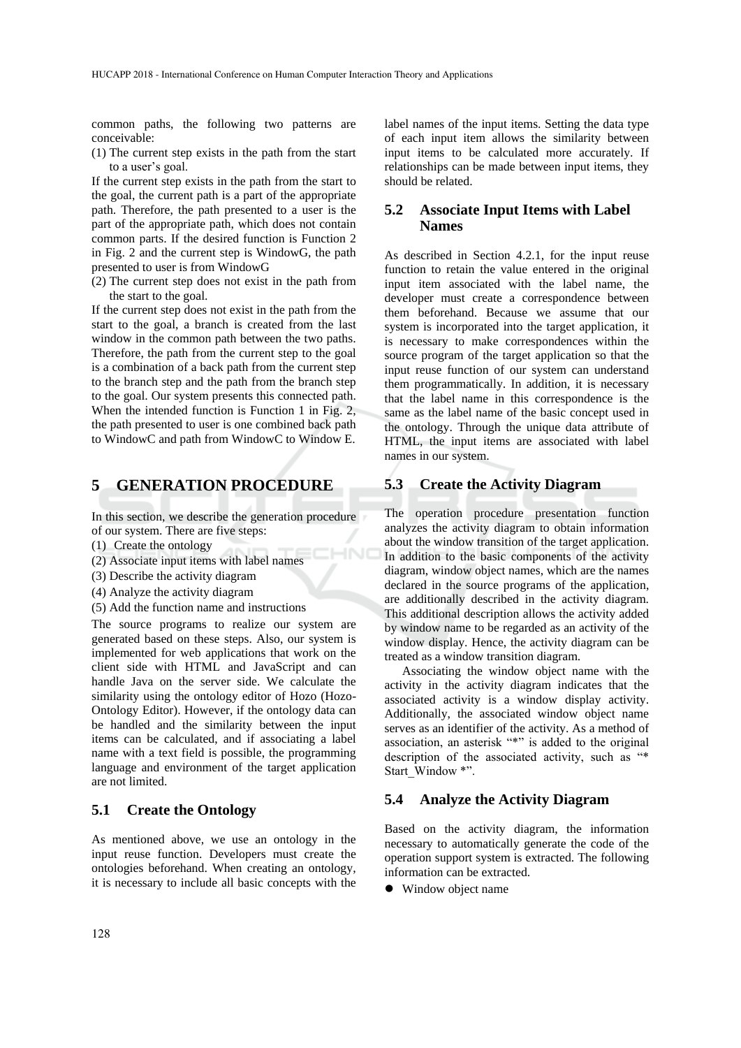common paths, the following two patterns are conceivable:

(1) The current step exists in the path from the start to a user's goal.

If the current step exists in the path from the start to the goal, the current path is a part of the appropriate path. Therefore, the path presented to a user is the part of the appropriate path, which does not contain common parts. If the desired function is Function 2 in Fig. 2 and the current step is WindowG, the path presented to user is from WindowG

(2) The current step does not exist in the path from the start to the goal.

If the current step does not exist in the path from the start to the goal, a branch is created from the last window in the common path between the two paths. Therefore, the path from the current step to the goal is a combination of a back path from the current step to the branch step and the path from the branch step to the goal. Our system presents this connected path. When the intended function is Function 1 in Fig. 2, the path presented to user is one combined back path to WindowC and path from WindowC to Window E.

# 5 GENERATION PROCEDURE

In this section, we describe the generation procedure of our system. There are five steps:

(1) Create the ontology
(2) Associate input items with label names
(3) Describe the activity diagram
(4) Analyze the activity diagram
(5) Add the function name and instructions

The source programs to realize our system are generated based on these steps. Also, our system is implemented for web applications that work on the client side with HTML and JavaScript and can handle Java on the server side. We calculate the similarity using the ontology editor of Hozo (Hozo-Ontology Editor). However, if the ontology data can be handled and the similarity between the input items can be calculated, and if associating a label name with a text field is possible, the programming language and environment of the target application are not limited.

## 5.1 Create the Ontology

As mentioned above, we use an ontology in the input reuse function. Developers must create the ontologies beforehand. When creating an ontology, it is necessary to include all basic concepts with the label names of the input items. Setting the data type of each input item allows the similarity between input items to be calculated more accurately. If relationships can be made between input items, they should be related.

## 5.2 Associate Input Items with Label Names

As described in Section 4.2.1, for the input reuse function to retain the value entered in the original input item associated with the label name, the developer must create a correspondence between them beforehand. Because we assume that our system is incorporated into the target application, it is necessary to make correspondences within the source program of the target application so that the input reuse function of our system can understand them programmatically. In addition, it is necessary that the label name in this correspondence is the same as the label name of the basic concept used in the ontology. Through the unique data attribute of HTML, the input items are associated with label names in our system.

## 5.3 Create the Activity Diagram

The operation procedure presentation function analyzes the activity diagram to obtain information about the window transition of the target application. In addition to the basic components of the activity diagram, window object names, which are the names declared in the source programs of the application, are additionally described in the activity diagram. This additional description allows the activity added by window name to be regarded as an activity of the window display. Hence, the activity diagram can be treated as a window transition diagram.

Associating the window object name with the activity in the activity diagram indicates that the associated activity is a window display activity. Additionally, the associated window object name serves as an identifier of the activity. As a method of association, an asterisk "*" is added to the original description of the associated activity, such as "* Start_Window *".

## 5.4 Analyze the Activity Diagram

Based on the activity diagram, the information necessary to automatically generate the code of the operation support system is extracted. The following information can be extracted.

- Window object name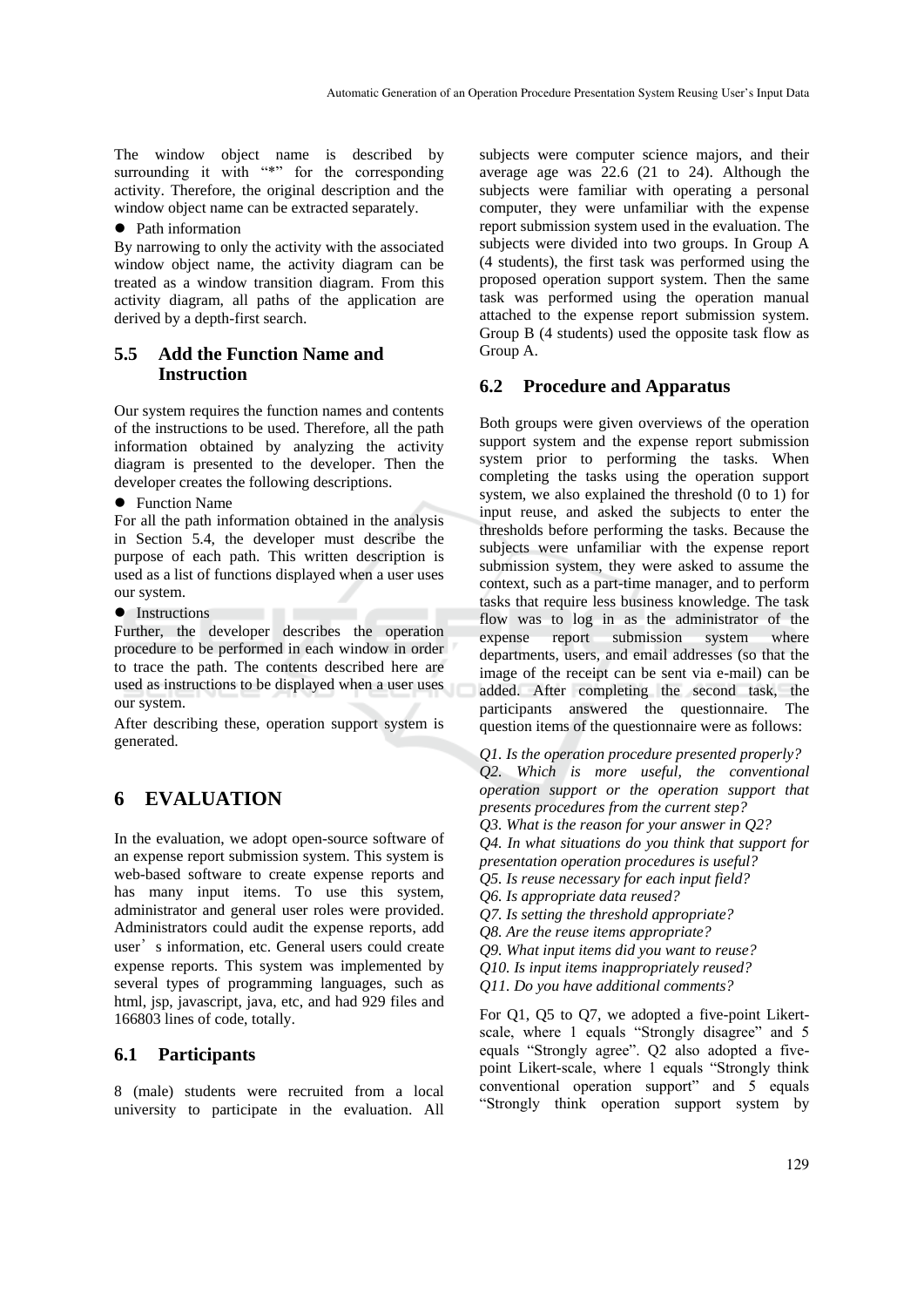The window object name is described by surrounding it with "*" for the corresponding activity. Therefore, the original description and the window object name can be extracted separately.

- Path information

By narrowing to only the activity with the associated window object name, the activity diagram can be treated as a window transition diagram. From this activity diagram, all paths of the application are derived by a depth-first search.

### 5.5 Add the Function Name and Instruction

Our system requires the function names and contents of the instructions to be used. Therefore, all the path information obtained by analyzing the activity diagram is presented to the developer. Then the developer creates the following descriptions.

- Function Name

For all the path information obtained in the analysis in Section 5.4, the developer must describe the purpose of each path. This written description is used as a list of functions displayed when a user uses our system.

- Instructions

Further, the developer describes the operation procedure to be performed in each window in order to trace the path. The contents described here are used as instructions to be displayed when a user uses our system.

After describing these, operation support system is generated.

## 6 EVALUATION

In the evaluation, we adopt open-source software of an expense report submission system. This system is web-based software to create expense reports and has many input items. To use this system, administrator and general user roles were provided. Administrators could audit the expense reports, add user's information, etc. General users could create expense reports. This system was implemented by several types of programming languages, such as html, jsp, javascript, java, etc, and had 929 files and 166803 lines of code, totally.

### 6.1 Participants

8 (male) students were recruited from a local university to participate in the evaluation. All subjects were computer science majors, and their average age was 22.6 (21 to 24). Although the subjects were familiar with operating a personal computer, they were unfamiliar with the expense report submission system used in the evaluation. The subjects were divided into two groups. In Group A (4 students), the first task was performed using the proposed operation support system. Then the same task was performed using the operation manual attached to the expense report submission system. Group B (4 students) used the opposite task flow as Group A.

### 6.2 Procedure and Apparatus

Both groups were given overviews of the operation support system and the expense report submission system prior to performing the tasks. When completing the tasks using the operation support system, we also explained the threshold (0 to 1) for input reuse, and asked the subjects to enter the thresholds before performing the tasks. Because the subjects were unfamiliar with the expense report submission system, they were asked to assume the context, such as a part-time manager, and to perform tasks that require less business knowledge. The task flow was to log in as the administrator of the expense report submission system where departments, users, and email addresses (so that the image of the receipt can be sent via e-mail) can be added. After completing the second task, the participants answered the questionnaire. The question items of the questionnaire were as follows:

*Q1. Is the operation procedure presented properly?*
*Q2. Which is more useful, the conventional operation support or the operation support that presents procedures from the current step?*
*Q3. What is the reason for your answer in Q2?*
*Q4. In what situations do you think that support for presentation operation procedures is useful?*
*Q5. Is reuse necessary for each input field?*
*Q6. Is appropriate data reused?*
*Q7. Is setting the threshold appropriate?*
*Q8. Are the reuse items appropriate?*
*Q9. What input items did you want to reuse?*
*Q10. Is input items inappropriately reused?*
*Q11. Do you have additional comments?*

For Q1, Q5 to Q7, we adopted a five-point Likert-scale, where 1 equals "Strongly disagree" and 5 equals "Strongly agree". Q2 also adopted a five-point Likert-scale, where 1 equals "Strongly think conventional operation support" and 5 equals "Strongly think operation support system by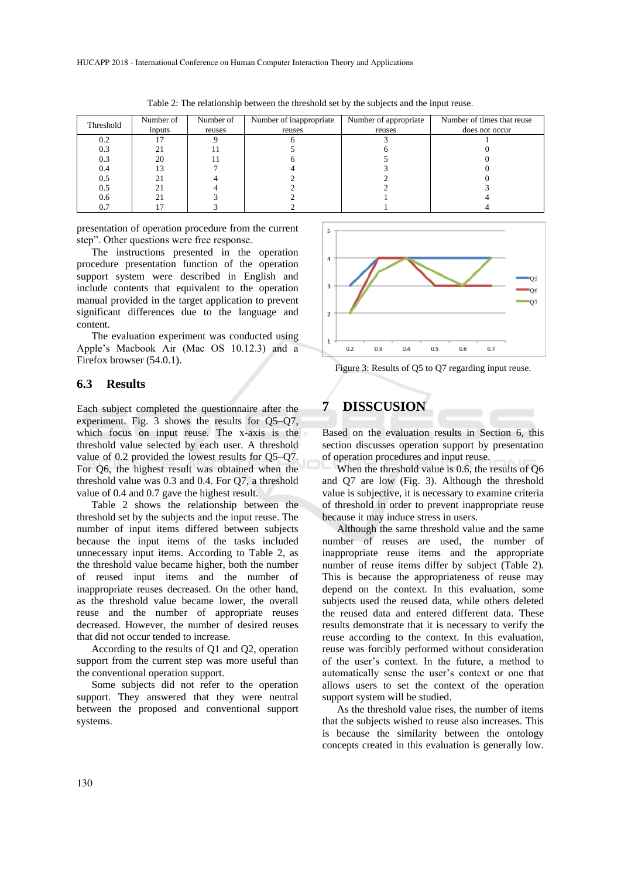Table 2: The relationship between the threshold set by the subjects and the input reuse.

| Threshold | Number of inputs | Number of reuses | Number of inappropriate reuses | Number of appropriate reuses | Number of times that reuse does not occur |
|---|---|---|---|---|---|
| 0.2 | 17 | 9 | 6 | 3 | 1 |
| 0.3 | 21 | 11 | 5 | 6 | 0 |
| 0.3 | 20 | 11 | 6 | 5 | 0 |
| 0.4 | 13 | 7 | 4 | 3 | 0 |
| 0.5 | 21 | 4 | 2 | 2 | 0 |
| 0.5 | 21 | 4 | 2 | 2 | 3 |
| 0.6 | 21 | 3 | 2 | 1 | 4 |
| 0.7 | 17 | 3 | 2 | 1 | 4 |

presentation of operation procedure from the current step". Other questions were free response.

The instructions presented in the operation procedure presentation function of the operation support system were described in English and include contents that equivalent to the operation manual provided in the target application to prevent significant differences due to the language and content.

The evaluation experiment was conducted using Apple's Macbook Air (Mac OS 10.12.3) and a Firefox browser (54.0.1).

### 6.3 Results

Each subject completed the questionnaire after the experiment. Fig. 3 shows the results for Q5–Q7, which focus on input reuse. The x-axis is the threshold value selected by each user. A threshold value of 0.2 provided the lowest results for Q5–Q7. For Q6, the highest result was obtained when the threshold value was 0.3 and 0.4. For Q7, a threshold value of 0.4 and 0.7 gave the highest result.

Table 2 shows the relationship between the threshold set by the subjects and the input reuse. The number of input items differed between subjects because the input items of the tasks included unnecessary input items. According to Table 2, as the threshold value became higher, both the number of reused input items and the number of inappropriate reuses decreased. On the other hand, as the threshold value became lower, the overall reuse and the number of appropriate reuses decreased. However, the number of desired reuses that did not occur tended to increase.

According to the results of Q1 and Q2, operation support from the current step was more useful than the conventional operation support.

Some subjects did not refer to the operation support. They answered that they were neutral between the proposed and conventional support systems.

Figure 3: Results of Q5 to Q7 regarding input reuse.

## 7 DISSCUSION

Based on the evaluation results in Section 6, this section discusses operation support by presentation of operation procedures and input reuse.

When the threshold value is 0.6, the results of Q6 and Q7 are low (Fig. 3). Although the threshold value is subjective, it is necessary to examine criteria of threshold in order to prevent inappropriate reuse because it may induce stress in users.

Although the same threshold value and the same number of reuses are used, the number of inappropriate reuse items and the appropriate number of reuse items differ by subject (Table 2). This is because the appropriateness of reuse may depend on the context. In this evaluation, some subjects used the reused data, while others deleted the reused data and entered different data. These results demonstrate that it is necessary to verify the reuse according to the context. In this evaluation, reuse was forcibly performed without consideration of the user's context. In the future, a method to automatically sense the user's context or one that allows users to set the context of the operation support system will be studied.

As the threshold value rises, the number of items that the subjects wished to reuse also increases. This is because the similarity between the ontology concepts created in this evaluation is generally low.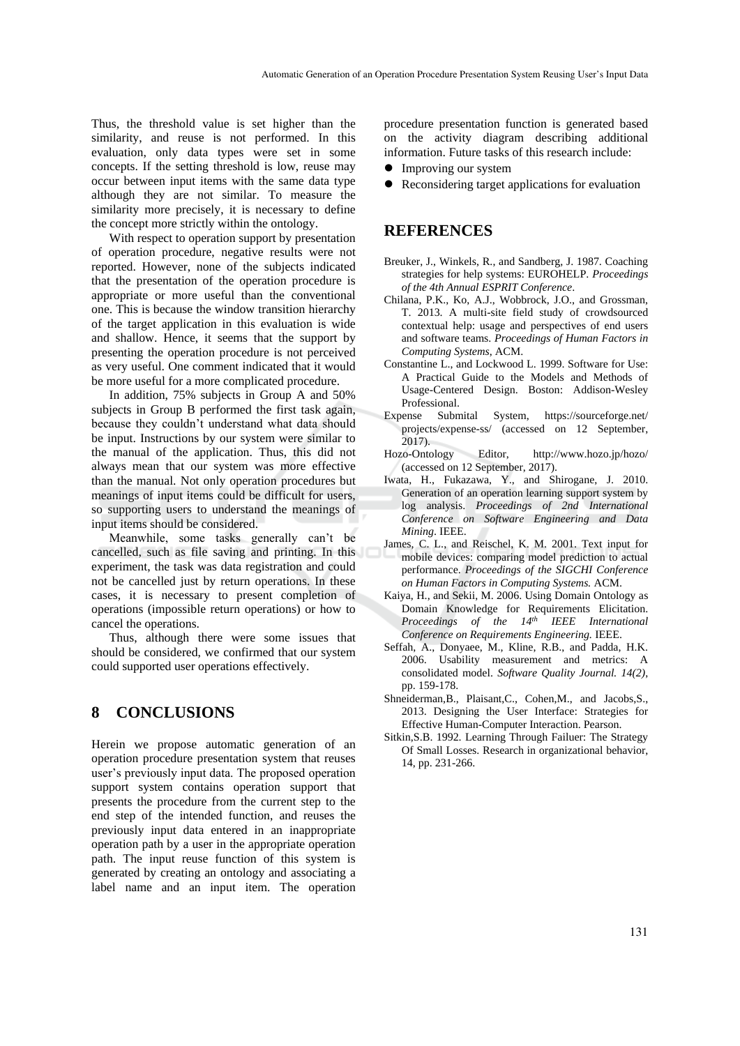Thus, the threshold value is set higher than the similarity, and reuse is not performed. In this evaluation, only data types were set in some concepts. If the setting threshold is low, reuse may occur between input items with the same data type although they are not similar. To measure the similarity more precisely, it is necessary to define the concept more strictly within the ontology.

With respect to operation support by presentation of operation procedure, negative results were not reported. However, none of the subjects indicated that the presentation of the operation procedure is appropriate or more useful than the conventional one. This is because the window transition hierarchy of the target application in this evaluation is wide and shallow. Hence, it seems that the support by presenting the operation procedure is not perceived as very useful. One comment indicated that it would be more useful for a more complicated procedure.

In addition, 75% subjects in Group A and 50% subjects in Group B performed the first task again, because they couldn't understand what data should be input. Instructions by our system were similar to the manual of the application. Thus, this did not always mean that our system was more effective than the manual. Not only operation procedures but meanings of input items could be difficult for users, so supporting users to understand the meanings of input items should be considered.

Meanwhile, some tasks generally can't be cancelled, such as file saving and printing. In this experiment, the task was data registration and could not be cancelled just by return operations. In these cases, it is necessary to present completion of operations (impossible return operations) or how to cancel the operations.

Thus, although there were some issues that should be considered, we confirmed that our system could supported user operations effectively.

## 8 CONCLUSIONS

Herein we propose automatic generation of an operation procedure presentation system that reuses user's previously input data. The proposed operation support system contains operation support that presents the procedure from the current step to the end step of the intended function, and reuses the previously input data entered in an inappropriate operation path by a user in the appropriate operation path. The input reuse function of this system is generated by creating an ontology and associating a label name and an input item. The operation procedure presentation function is generated based on the activity diagram describing additional information. Future tasks of this research include:

- Improving our system
- Reconsidering target applications for evaluation

## REFERENCES

Breuker, J., Winkels, R., and Sandberg, J. 1987. Coaching strategies for help systems: EUROHELP. *Proceedings of the 4th Annual ESPRIT Conference*.

Chilana, P.K., Ko, A.J., Wobbrock, J.O., and Grossman, T. 2013. A multi-site field study of crowdsourced contextual help: usage and perspectives of end users and software teams. *Proceedings of Human Factors in Computing Systems*, ACM.

Constantine L., and Lockwood L. 1999. Software for Use: A Practical Guide to the Models and Methods of Usage-Centered Design. Boston: Addison-Wesley Professional.

Expense Submital System, https://sourceforge.net/projects/expense-ss/ (accessed on 12 September, 2017).

Hozo-Ontology Editor, http://www.hozo.jp/hozo/ (accessed on 12 September, 2017).

Iwata, H., Fukazawa, Y., and Shirogane, J. 2010. Generation of an operation learning support system by log analysis. *Proceedings of 2nd International Conference on Software Engineering and Data Mining*. IEEE.

James, C. L., and Reischel, K. M. 2001. Text input for mobile devices: comparing model prediction to actual performance. *Proceedings of the SIGCHI Conference on Human Factors in Computing Systems.* ACM.

Kaiya, H., and Sekii, M. 2006. Using Domain Ontology as Domain Knowledge for Requirements Elicitation. *Proceedings of the 14th IEEE International Conference on Requirements Engineering.* IEEE.

Seffah, A., Donyaee, M., Kline, R.B., and Padda, H.K. 2006. Usability measurement and metrics: A consolidated model. *Software Quality Journal. 14(2)*, pp. 159-178.

Shneiderman,B., Plaisant,C., Cohen,M., and Jacobs,S., 2013. Designing the User Interface: Strategies for Effective Human-Computer Interaction. Pearson.

Sitkin,S.B. 1992. Learning Through Failuer: The Strategy Of Small Losses. Research in organizational behavior, 14, pp. 231-266.